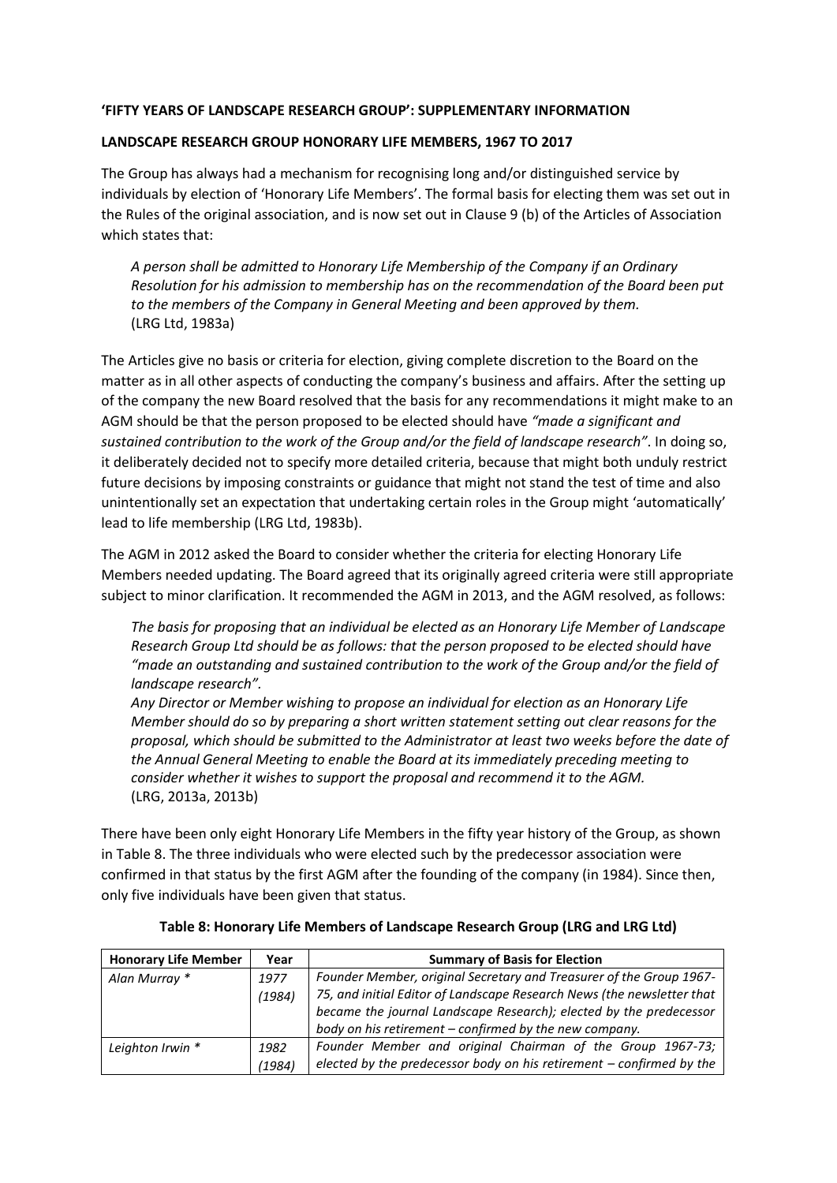**'FIFTY YEARS OF LANDSCAPE RESEARCH GROUP': SUPPLEMENTARY INFORMATION**

**LANDSCAPE RESEARCH GROUP HONORARY LIFE MEMBERS, 1967 TO 2017**

The Group has always had a mechanism for recognising long and/or distinguished service by individuals by election of 'Honorary Life Members'. The formal basis for electing them was set out in the Rules of the original association, and is now set out in Clause 9 (b) of the Articles of Association which states that:

> *A person shall be admitted to Honorary Life Membership of the Company if an Ordinary Resolution for his admission to membership has on the recommendation of the Board been put to the members of the Company in General Meeting and been approved by them.*
> (LRG Ltd, 1983a)

The Articles give no basis or criteria for election, giving complete discretion to the Board on the matter as in all other aspects of conducting the company's business and affairs. After the setting up of the company the new Board resolved that the basis for any recommendations it might make to an AGM should be that the person proposed to be elected should have *"made a significant and sustained contribution to the work of the Group and/or the field of landscape research"*. In doing so, it deliberately decided not to specify more detailed criteria, because that might both unduly restrict future decisions by imposing constraints or guidance that might not stand the test of time and also unintentionally set an expectation that undertaking certain roles in the Group might 'automatically' lead to life membership (LRG Ltd, 1983b).

The AGM in 2012 asked the Board to consider whether the criteria for electing Honorary Life Members needed updating. The Board agreed that its originally agreed criteria were still appropriate subject to minor clarification. It recommended the AGM in 2013, and the AGM resolved, as follows:

> *The basis for proposing that an individual be elected as an Honorary Life Member of Landscape Research Group Ltd should be as follows: that the person proposed to be elected should have "made an outstanding and sustained contribution to the work of the Group and/or the field of landscape research".*
> *Any Director or Member wishing to propose an individual for election as an Honorary Life Member should do so by preparing a short written statement setting out clear reasons for the proposal, which should be submitted to the Administrator at least two weeks before the date of the Annual General Meeting to enable the Board at its immediately preceding meeting to consider whether it wishes to support the proposal and recommend it to the AGM.*
> (LRG, 2013a, 2013b)

There have been only eight Honorary Life Members in the fifty year history of the Group, as shown in Table 8. The three individuals who were elected such by the predecessor association were confirmed in that status by the first AGM after the founding of the company (in 1984). Since then, only five individuals have been given that status.

**Table 8: Honorary Life Members of Landscape Research Group (LRG and LRG Ltd)**

| Honorary Life Member | Year | Summary of Basis for Election |
|---|---|---|
| *Alan Murray* * | *1977 (1984)* | *Founder Member, original Secretary and Treasurer of the Group 1967-75, and initial Editor of Landscape Research News (the newsletter that became the journal Landscape Research); elected by the predecessor body on his retirement – confirmed by the new company.* |
| *Leighton Irwin* * | *1982 (1984)* | *Founder Member and original Chairman of the Group 1967-73; elected by the predecessor body on his retirement – confirmed by the* |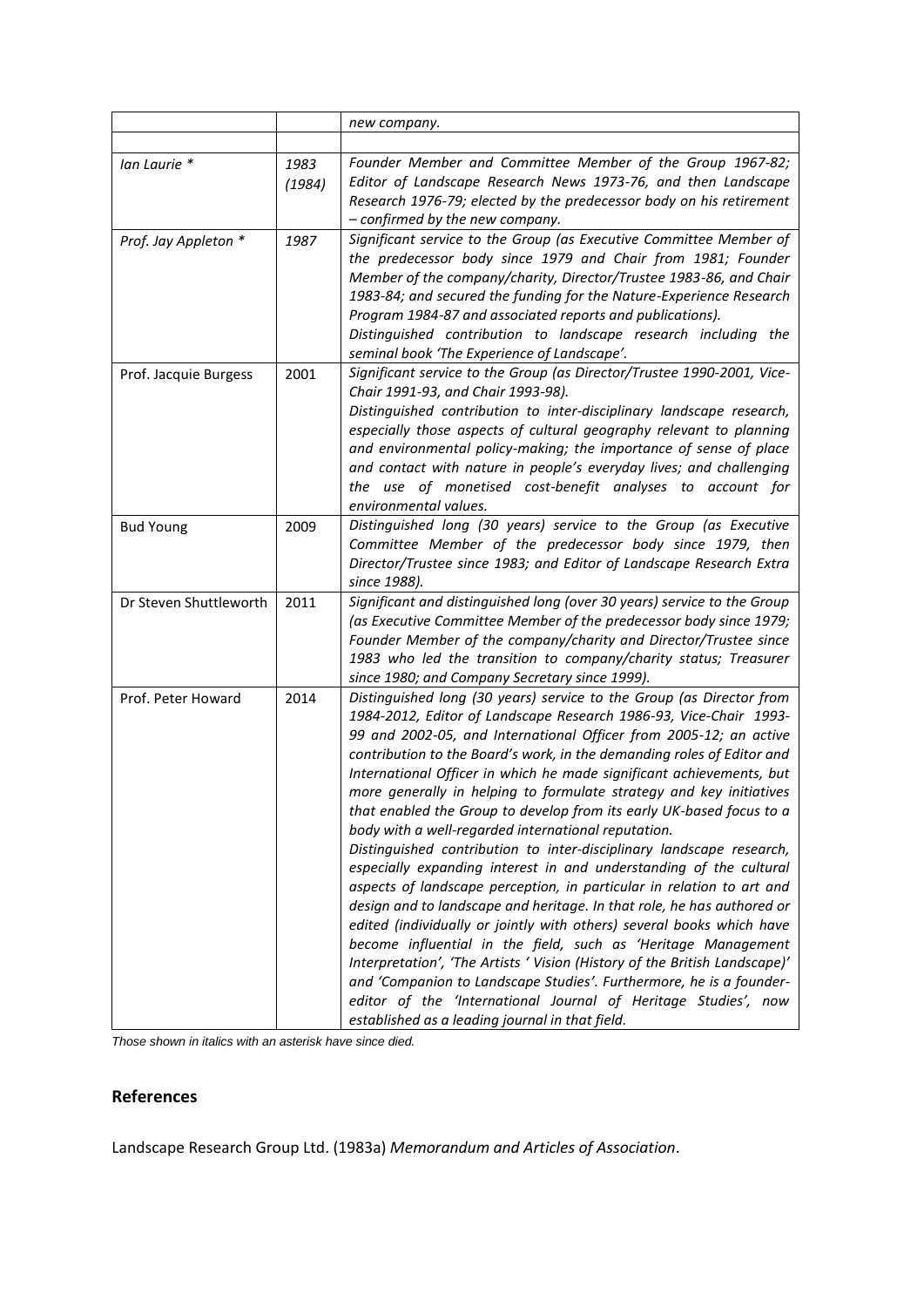| | | |
|---|---|---|
| | | *new company.* |
| | | |
| *Ian Laurie \** | *1983 (1984)* | *Founder Member and Committee Member of the Group 1967-82; Editor of Landscape Research News 1973-76, and then Landscape Research 1976-79; elected by the predecessor body on his retirement – confirmed by the new company.* |
| *Prof. Jay Appleton \** | *1987* | *Significant service to the Group (as Executive Committee Member of the predecessor body since 1979 and Chair from 1981; Founder Member of the company/charity, Director/Trustee 1983-86, and Chair 1983-84; and secured the funding for the Nature-Experience Research Program 1984-87 and associated reports and publications). Distinguished contribution to landscape research including the seminal book 'The Experience of Landscape'.* |
| Prof. Jacquie Burgess | 2001 | *Significant service to the Group (as Director/Trustee 1990-2001, Vice-Chair 1991-93, and Chair 1993-98). Distinguished contribution to inter-disciplinary landscape research, especially those aspects of cultural geography relevant to planning and environmental policy-making; the importance of sense of place and contact with nature in people's everyday lives; and challenging the use of monetised cost-benefit analyses to account for environmental values.* |
| Bud Young | 2009 | *Distinguished long (30 years) service to the Group (as Executive Committee Member of the predecessor body since 1979, then Director/Trustee since 1983; and Editor of Landscape Research Extra since 1988).* |
| Dr Steven Shuttleworth | 2011 | *Significant and distinguished long (over 30 years) service to the Group (as Executive Committee Member of the predecessor body since 1979; Founder Member of the company/charity and Director/Trustee since 1983 who led the transition to company/charity status; Treasurer since 1980; and Company Secretary since 1999).* |
| Prof. Peter Howard | 2014 | *Distinguished long (30 years) service to the Group (as Director from 1984-2012, Editor of Landscape Research 1986-93, Vice-Chair 1993-99 and 2002-05, and International Officer from 2005-12; an active contribution to the Board's work, in the demanding roles of Editor and International Officer in which he made significant achievements, but more generally in helping to formulate strategy and key initiatives that enabled the Group to develop from its early UK-based focus to a body with a well-regarded international reputation. Distinguished contribution to inter-disciplinary landscape research, especially expanding interest in and understanding of the cultural aspects of landscape perception, in particular in relation to art and design and to landscape and heritage. In that role, he has authored or edited (individually or jointly with others) several books which have become influential in the field, such as 'Heritage Management Interpretation', 'The Artists ' Vision (History of the British Landscape)' and 'Companion to Landscape Studies'. Furthermore, he is a founder-editor of the 'International Journal of Heritage Studies', now established as a leading journal in that field.* |

*Those shown in italics with an asterisk have since died.*

## References

Landscape Research Group Ltd. (1983a) *Memorandum and Articles of Association*.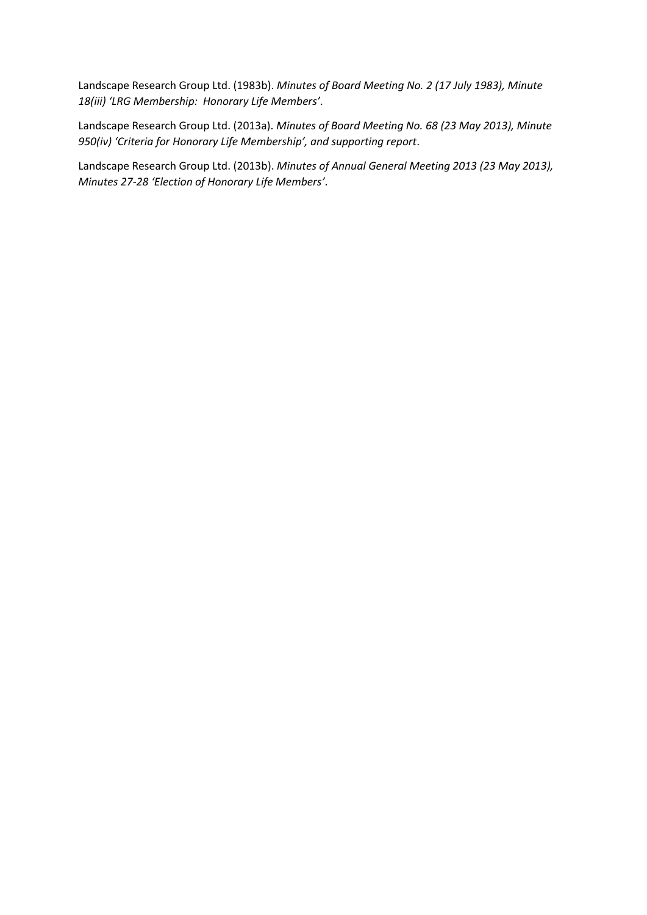Landscape Research Group Ltd. (1983b). *Minutes of Board Meeting No. 2 (17 July 1983), Minute 18(iii) 'LRG Membership: Honorary Life Members'*.

Landscape Research Group Ltd. (2013a). *Minutes of Board Meeting No. 68 (23 May 2013), Minute 950(iv) 'Criteria for Honorary Life Membership', and supporting report*.

Landscape Research Group Ltd. (2013b). *Minutes of Annual General Meeting 2013 (23 May 2013), Minutes 27-28 'Election of Honorary Life Members'*.